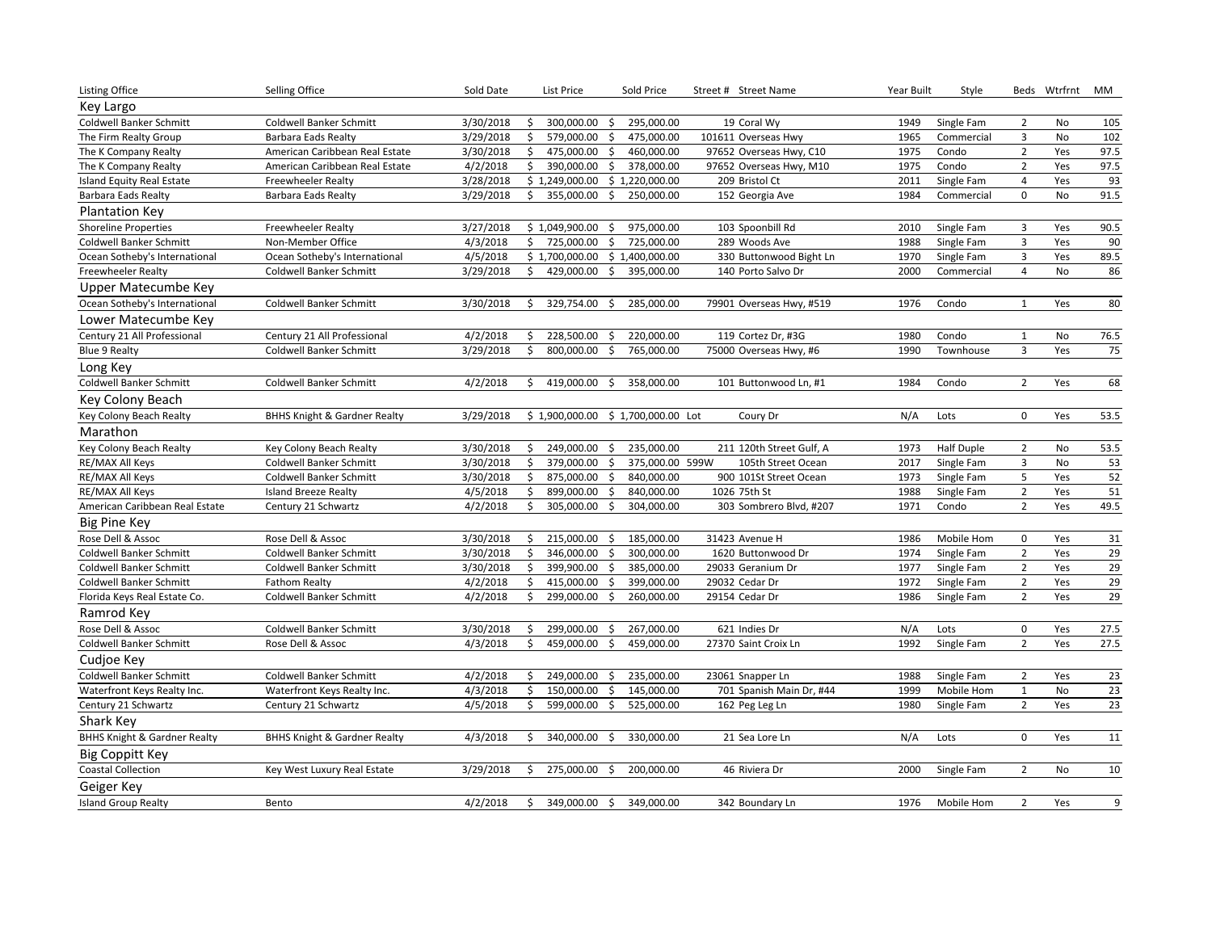| Listing Office | Selling Office | Sold Date | List Price | Sold Price | Street # | Street Name | Year Built | Style | Beds | Wtrfrnt | MM |
|---|---|---|---|---|---|---|---|---|---|---|---|
| **Key Largo** | | | | | | | | | | | |
| Coldwell Banker Schmitt | Coldwell Banker Schmitt | 3/30/2018 | $ 300,000.00 | $ 295,000.00 | 19 | Coral Wy | 1949 | Single Fam | 2 | No | 105 |
| The Firm Realty Group | Barbara Eads Realty | 3/29/2018 | $ 579,000.00 | $ 475,000.00 | 101611 | Overseas Hwy | 1965 | Commercial | 3 | No | 102 |
| The K Company Realty | American Caribbean Real Estate | 3/30/2018 | $ 475,000.00 | $ 460,000.00 | 97652 | Overseas Hwy, C10 | 1975 | Condo | 2 | Yes | 97.5 |
| The K Company Realty | American Caribbean Real Estate | 4/2/2018 | $ 390,000.00 | $ 378,000.00 | 97652 | Overseas Hwy, M10 | 1975 | Condo | 2 | Yes | 97.5 |
| Island Equity Real Estate | Freewheeler Realty | 3/28/2018 | $ 1,249,000.00 | $ 1,220,000.00 | 209 | Bristol Ct | 2011 | Single Fam | 4 | Yes | 93 |
| Barbara Eads Realty | Barbara Eads Realty | 3/29/2018 | $ 355,000.00 | $ 250,000.00 | 152 | Georgia Ave | 1984 | Commercial | 0 | No | 91.5 |
| **Plantation Key** | | | | | | | | | | | |
| Shoreline Properties | Freewheeler Realty | 3/27/2018 | $ 1,049,900.00 | $ 975,000.00 | 103 | Spoonbill Rd | 2010 | Single Fam | 3 | Yes | 90.5 |
| Coldwell Banker Schmitt | Non-Member Office | 4/3/2018 | $ 725,000.00 | $ 725,000.00 | 289 | Woods Ave | 1988 | Single Fam | 3 | Yes | 90 |
| Ocean Sotheby's International | Ocean Sotheby's International | 4/5/2018 | $ 1,700,000.00 | $ 1,400,000.00 | 330 | Buttonwood Bight Ln | 1970 | Single Fam | 3 | Yes | 89.5 |
| Freewheeler Realty | Coldwell Banker Schmitt | 3/29/2018 | $ 429,000.00 | $ 395,000.00 | 140 | Porto Salvo Dr | 2000 | Commercial | 4 | No | 86 |
| **Upper Matecumbe Key** | | | | | | | | | | | |
| Ocean Sotheby's International | Coldwell Banker Schmitt | 3/30/2018 | $ 329,754.00 | $ 285,000.00 | 79901 | Overseas Hwy, #519 | 1976 | Condo | 1 | Yes | 80 |
| **Lower Matecumbe Key** | | | | | | | | | | | |
| Century 21 All Professional | Century 21 All Professional | 4/2/2018 | $ 228,500.00 | $ 220,000.00 | 119 | Cortez Dr, #3G | 1980 | Condo | 1 | No | 76.5 |
| Blue 9 Realty | Coldwell Banker Schmitt | 3/29/2018 | $ 800,000.00 | $ 765,000.00 | 75000 | Overseas Hwy, #6 | 1990 | Townhouse | 3 | Yes | 75 |
| **Long Key** | | | | | | | | | | | |
| Coldwell Banker Schmitt | Coldwell Banker Schmitt | 4/2/2018 | $ 419,000.00 | $ 358,000.00 | 101 | Buttonwood Ln, #1 | 1984 | Condo | 2 | Yes | 68 |
| **Key Colony Beach** | | | | | | | | | | | |
| Key Colony Beach Realty | BHHS Knight & Gardner Realty | 3/29/2018 | $ 1,900,000.00 | $ 1,700,000.00 | Lot | Coury Dr | N/A | Lots | 0 | Yes | 53.5 |
| **Marathon** | | | | | | | | | | | |
| Key Colony Beach Realty | Key Colony Beach Realty | 3/30/2018 | $ 249,000.00 | $ 235,000.00 | 211 | 120th Street Gulf, A | 1973 | Half Duple | 2 | No | 53.5 |
| RE/MAX All Keys | Coldwell Banker Schmitt | 3/30/2018 | $ 379,000.00 | $ 375,000.00 | 599W | 105th Street Ocean | 2017 | Single Fam | 3 | No | 53 |
| RE/MAX All Keys | Coldwell Banker Schmitt | 3/30/2018 | $ 875,000.00 | $ 840,000.00 | 900 | 101St Street Ocean | 1973 | Single Fam | 5 | Yes | 52 |
| RE/MAX All Keys | Island Breeze Realty | 4/5/2018 | $ 899,000.00 | $ 840,000.00 | 1026 | 75th St | 1988 | Single Fam | 2 | Yes | 51 |
| American Caribbean Real Estate | Century 21 Schwartz | 4/2/2018 | $ 305,000.00 | $ 304,000.00 | 303 | Sombrero Blvd, #207 | 1971 | Condo | 2 | Yes | 49.5 |
| **Big Pine Key** | | | | | | | | | | | |
| Rose Dell & Assoc | Rose Dell & Assoc | 3/30/2018 | $ 215,000.00 | $ 185,000.00 | 31423 | Avenue H | 1986 | Mobile Hom | 0 | Yes | 31 |
| Coldwell Banker Schmitt | Coldwell Banker Schmitt | 3/30/2018 | $ 346,000.00 | $ 300,000.00 | 1620 | Buttonwood Dr | 1974 | Single Fam | 2 | Yes | 29 |
| Coldwell Banker Schmitt | Coldwell Banker Schmitt | 3/30/2018 | $ 399,900.00 | $ 385,000.00 | 29033 | Geranium Dr | 1977 | Single Fam | 2 | Yes | 29 |
| Coldwell Banker Schmitt | Fathom Realty | 4/2/2018 | $ 415,000.00 | $ 399,000.00 | 29032 | Cedar Dr | 1972 | Single Fam | 2 | Yes | 29 |
| Florida Keys Real Estate Co. | Coldwell Banker Schmitt | 4/2/2018 | $ 299,000.00 | $ 260,000.00 | 29154 | Cedar Dr | 1986 | Single Fam | 2 | Yes | 29 |
| **Ramrod Key** | | | | | | | | | | | |
| Rose Dell & Assoc | Coldwell Banker Schmitt | 3/30/2018 | $ 299,000.00 | $ 267,000.00 | 621 | Indies Dr | N/A | Lots | 0 | Yes | 27.5 |
| Coldwell Banker Schmitt | Rose Dell & Assoc | 4/3/2018 | $ 459,000.00 | $ 459,000.00 | 27370 | Saint Croix Ln | 1992 | Single Fam | 2 | Yes | 27.5 |
| **Cudjoe Key** | | | | | | | | | | | |
| Coldwell Banker Schmitt | Coldwell Banker Schmitt | 4/2/2018 | $ 249,000.00 | $ 235,000.00 | 23061 | Snapper Ln | 1988 | Single Fam | 2 | Yes | 23 |
| Waterfront Keys Realty Inc. | Waterfront Keys Realty Inc. | 4/3/2018 | $ 150,000.00 | $ 145,000.00 | 701 | Spanish Main Dr, #44 | 1999 | Mobile Hom | 1 | No | 23 |
| Century 21 Schwartz | Century 21 Schwartz | 4/5/2018 | $ 599,000.00 | $ 525,000.00 | 162 | Peg Leg Ln | 1980 | Single Fam | 2 | Yes | 23 |
| **Shark Key** | | | | | | | | | | | |
| BHHS Knight & Gardner Realty | BHHS Knight & Gardner Realty | 4/3/2018 | $ 340,000.00 | $ 330,000.00 | 21 | Sea Lore Ln | N/A | Lots | 0 | Yes | 11 |
| **Big Coppitt Key** | | | | | | | | | | | |
| Coastal Collection | Key West Luxury Real Estate | 3/29/2018 | $ 275,000.00 | $ 200,000.00 | 46 | Riviera Dr | 2000 | Single Fam | 2 | No | 10 |
| **Geiger Key** | | | | | | | | | | | |
| Island Group Realty | Bento | 4/2/2018 | $ 349,000.00 | $ 349,000.00 | 342 | Boundary Ln | 1976 | Mobile Hom | 2 | Yes | 9 |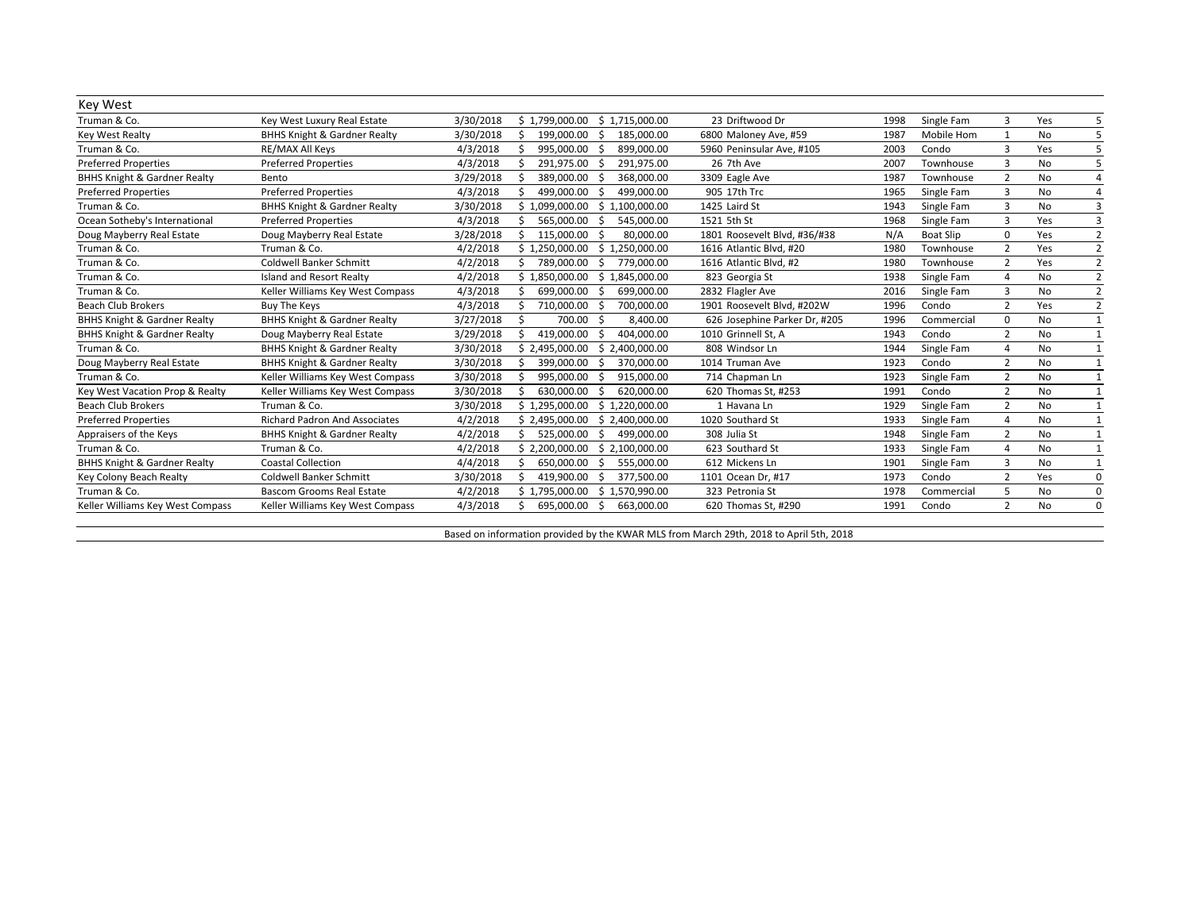## Key West

| | | | | | | | | | | |
|---|---|---|---|---|---|---|---|---|---|---|
| Truman & Co. | Key West Luxury Real Estate | 3/30/2018 | $ 1,799,000.00 | $ 1,715,000.00 | 23 Driftwood Dr | 1998 | Single Fam | 3 | Yes | 5 |
| Key West Realty | BHHS Knight & Gardner Realty | 3/30/2018 | $ 199,000.00 | $ 185,000.00 | 6800 Maloney Ave, #59 | 1987 | Mobile Hom | 1 | No | 5 |
| Truman & Co. | RE/MAX All Keys | 4/3/2018 | $ 995,000.00 | $ 899,000.00 | 5960 Peninsular Ave, #105 | 2003 | Condo | 3 | Yes | 5 |
| Preferred Properties | Preferred Properties | 4/3/2018 | $ 291,975.00 | $ 291,975.00 | 26 7th Ave | 2007 | Townhouse | 3 | No | 5 |
| BHHS Knight & Gardner Realty | Bento | 3/29/2018 | $ 389,000.00 | $ 368,000.00 | 3309 Eagle Ave | 1987 | Townhouse | 2 | No | 4 |
| Preferred Properties | Preferred Properties | 4/3/2018 | $ 499,000.00 | $ 499,000.00 | 905 17th Trc | 1965 | Single Fam | 3 | No | 4 |
| Truman & Co. | BHHS Knight & Gardner Realty | 3/30/2018 | $ 1,099,000.00 | $ 1,100,000.00 | 1425 Laird St | 1943 | Single Fam | 3 | No | 3 |
| Ocean Sotheby's International | Preferred Properties | 4/3/2018 | $ 565,000.00 | $ 545,000.00 | 1521 5th St | 1968 | Single Fam | 3 | Yes | 3 |
| Doug Mayberry Real Estate | Doug Mayberry Real Estate | 3/28/2018 | $ 115,000.00 | $ 80,000.00 | 1801 Roosevelt Blvd, #36/#38 | N/A | Boat Slip | 0 | Yes | 2 |
| Truman & Co. | Truman & Co. | 4/2/2018 | $ 1,250,000.00 | $ 1,250,000.00 | 1616 Atlantic Blvd, #20 | 1980 | Townhouse | 2 | Yes | 2 |
| Truman & Co. | Coldwell Banker Schmitt | 4/2/2018 | $ 789,000.00 | $ 779,000.00 | 1616 Atlantic Blvd, #2 | 1980 | Townhouse | 2 | Yes | 2 |
| Truman & Co. | Island and Resort Realty | 4/2/2018 | $ 1,850,000.00 | $ 1,845,000.00 | 823 Georgia St | 1938 | Single Fam | 4 | No | 2 |
| Truman & Co. | Keller Williams Key West Compass | 4/3/2018 | $ 699,000.00 | $ 699,000.00 | 2832 Flagler Ave | 2016 | Single Fam | 3 | No | 2 |
| Beach Club Brokers | Buy The Keys | 4/3/2018 | $ 710,000.00 | $ 700,000.00 | 1901 Roosevelt Blvd, #202W | 1996 | Condo | 2 | Yes | 2 |
| BHHS Knight & Gardner Realty | BHHS Knight & Gardner Realty | 3/27/2018 | $ 700.00 | $ 8,400.00 | 626 Josephine Parker Dr, #205 | 1996 | Commercial | 0 | No | 1 |
| BHHS Knight & Gardner Realty | Doug Mayberry Real Estate | 3/29/2018 | $ 419,000.00 | $ 404,000.00 | 1010 Grinnell St, A | 1943 | Condo | 2 | No | 1 |
| Truman & Co. | BHHS Knight & Gardner Realty | 3/30/2018 | $ 2,495,000.00 | $ 2,400,000.00 | 808 Windsor Ln | 1944 | Single Fam | 4 | No | 1 |
| Doug Mayberry Real Estate | BHHS Knight & Gardner Realty | 3/30/2018 | $ 399,000.00 | $ 370,000.00 | 1014 Truman Ave | 1923 | Condo | 2 | No | 1 |
| Truman & Co. | Keller Williams Key West Compass | 3/30/2018 | $ 995,000.00 | $ 915,000.00 | 714 Chapman Ln | 1923 | Single Fam | 2 | No | 1 |
| Key West Vacation Prop & Realty | Keller Williams Key West Compass | 3/30/2018 | $ 630,000.00 | $ 620,000.00 | 620 Thomas St, #253 | 1991 | Condo | 2 | No | 1 |
| Beach Club Brokers | Truman & Co. | 3/30/2018 | $ 1,295,000.00 | $ 1,220,000.00 | 1 Havana Ln | 1929 | Single Fam | 2 | No | 1 |
| Preferred Properties | Richard Padron And Associates | 4/2/2018 | $ 2,495,000.00 | $ 2,400,000.00 | 1020 Southard St | 1933 | Single Fam | 4 | No | 1 |
| Appraisers of the Keys | BHHS Knight & Gardner Realty | 4/2/2018 | $ 525,000.00 | $ 499,000.00 | 308 Julia St | 1948 | Single Fam | 2 | No | 1 |
| Truman & Co. | Truman & Co. | 4/2/2018 | $ 2,200,000.00 | $ 2,100,000.00 | 623 Southard St | 1933 | Single Fam | 4 | No | 1 |
| BHHS Knight & Gardner Realty | Coastal Collection | 4/4/2018 | $ 650,000.00 | $ 555,000.00 | 612 Mickens Ln | 1901 | Single Fam | 3 | No | 1 |
| Key Colony Beach Realty | Coldwell Banker Schmitt | 3/30/2018 | $ 419,900.00 | $ 377,500.00 | 1101 Ocean Dr, #17 | 1973 | Condo | 2 | Yes | 0 |
| Truman & Co. | Bascom Grooms Real Estate | 4/2/2018 | $ 1,795,000.00 | $ 1,570,990.00 | 323 Petronia St | 1978 | Commercial | 5 | No | 0 |
| Keller Williams Key West Compass | Keller Williams Key West Compass | 4/3/2018 | $ 695,000.00 | $ 663,000.00 | 620 Thomas St, #290 | 1991 | Condo | 2 | No | 0 |

Based on information provided by the KWAR MLS from March 29th, 2018 to April 5th, 2018